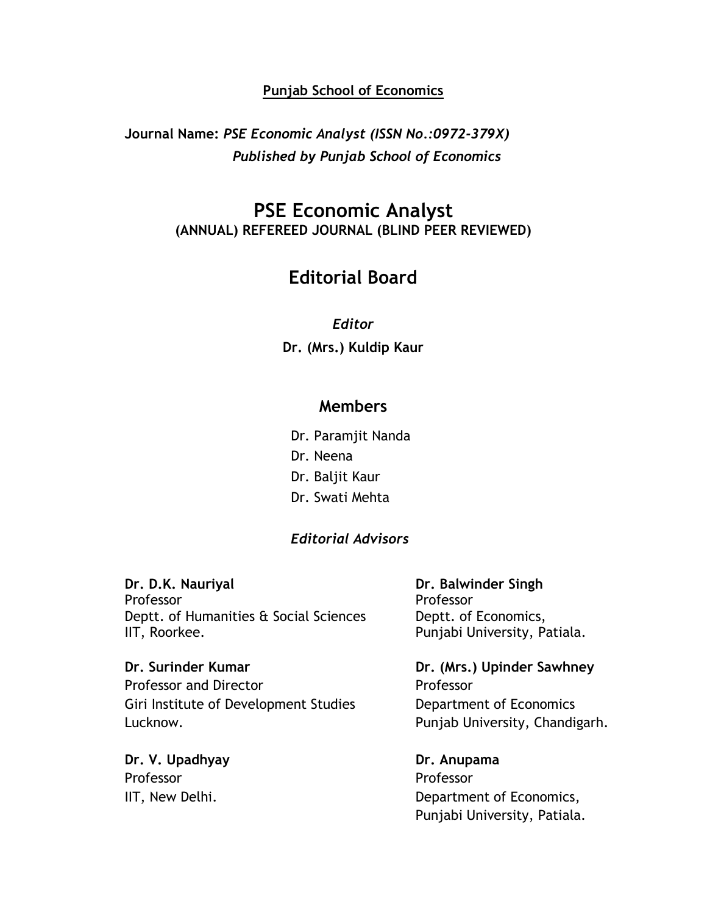**Punjab School of Economics**

**Journal Name:** ***PSE Economic Analyst (ISSN No.:0972-379X)***
***Published by Punjab School of Economics***

# PSE Economic Analyst

**(ANNUAL) REFEREED JOURNAL (BLIND PEER REVIEWED)**

## Editorial Board

*Editor*

**Dr. (Mrs.) Kuldip Kaur**

### Members

Dr. Paramjit Nanda
Dr. Neena
Dr. Baljit Kaur
Dr. Swati Mehta

### *Editorial Advisors*

**Dr. D.K. Nauriyal**
Professor
Deptt. of Humanities & Social Sciences
IIT, Roorkee.

**Dr. Balwinder Singh**
Professor
Deptt. of Economics,
Punjabi University, Patiala.

**Dr. Surinder Kumar**
Professor and Director
Giri Institute of Development Studies
Lucknow.

**Dr. (Mrs.) Upinder Sawhney**
Professor
Department of Economics
Punjab University, Chandigarh.

**Dr. V. Upadhyay**
Professor
IIT, New Delhi.

**Dr. Anupama**
Professor
Department of Economics,
Punjabi University, Patiala.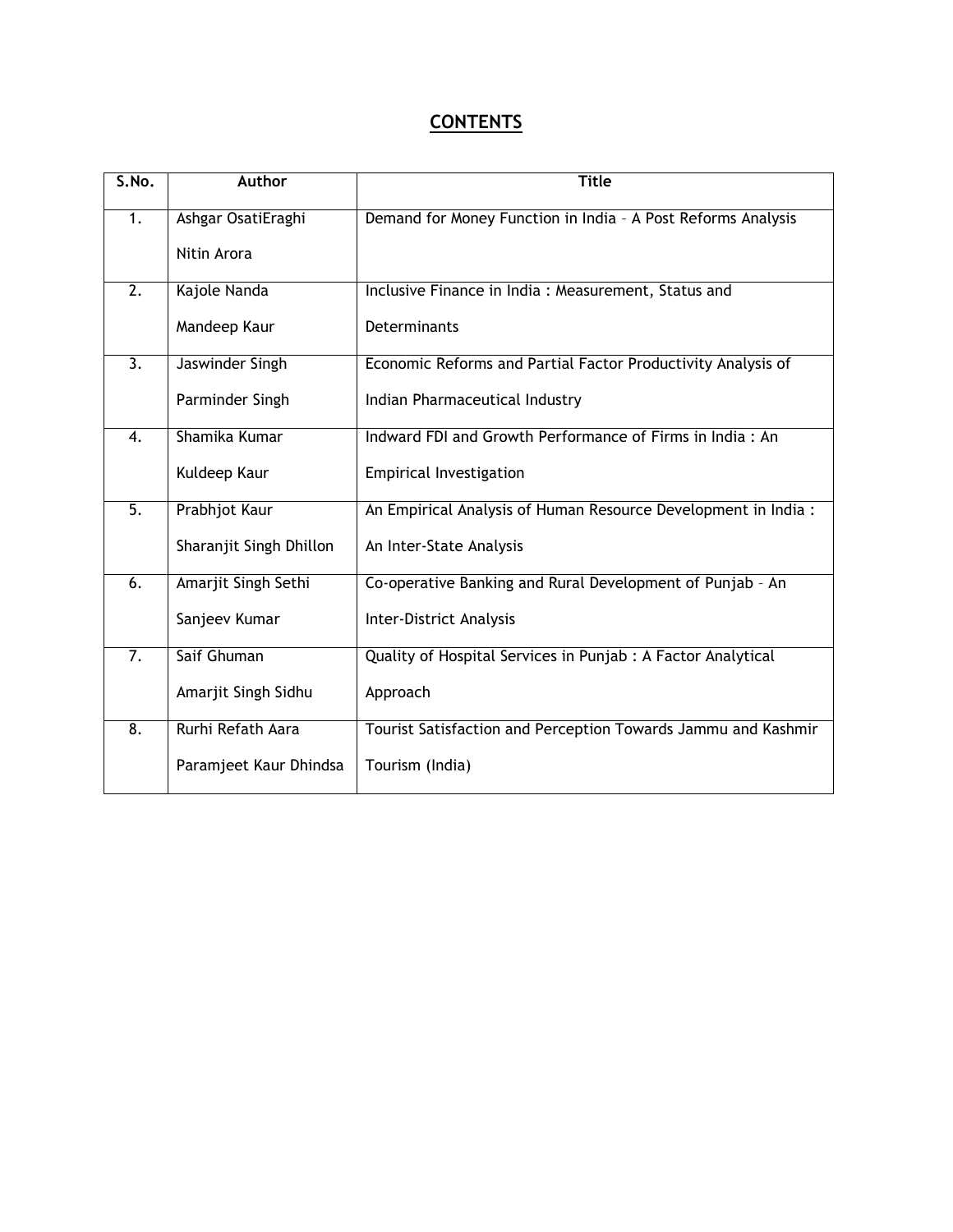# CONTENTS

| S.No. | Author | Title |
|---|---|---|
| 1. | Ashgar OsatiEraghi<br>Nitin Arora | Demand for Money Function in India – A Post Reforms Analysis |
| 2. | Kajole Nanda<br>Mandeep Kaur | Inclusive Finance in India : Measurement, Status and Determinants |
| 3. | Jaswinder Singh<br>Parminder Singh | Economic Reforms and Partial Factor Productivity Analysis of Indian Pharmaceutical Industry |
| 4. | Shamika Kumar<br>Kuldeep Kaur | Indward FDI and Growth Performance of Firms in India : An Empirical Investigation |
| 5. | Prabhjot Kaur<br>Sharanjit Singh Dhillon | An Empirical Analysis of Human Resource Development in India : An Inter-State Analysis |
| 6. | Amarjit Singh Sethi<br>Sanjeev Kumar | Co-operative Banking and Rural Development of Punjab – An Inter-District Analysis |
| 7. | Saif Ghuman<br>Amarjit Singh Sidhu | Quality of Hospital Services in Punjab : A Factor Analytical Approach |
| 8. | Rurhi Refath Aara<br>Paramjeet Kaur Dhindsa | Tourist Satisfaction and Perception Towards Jammu and Kashmir Tourism (India) |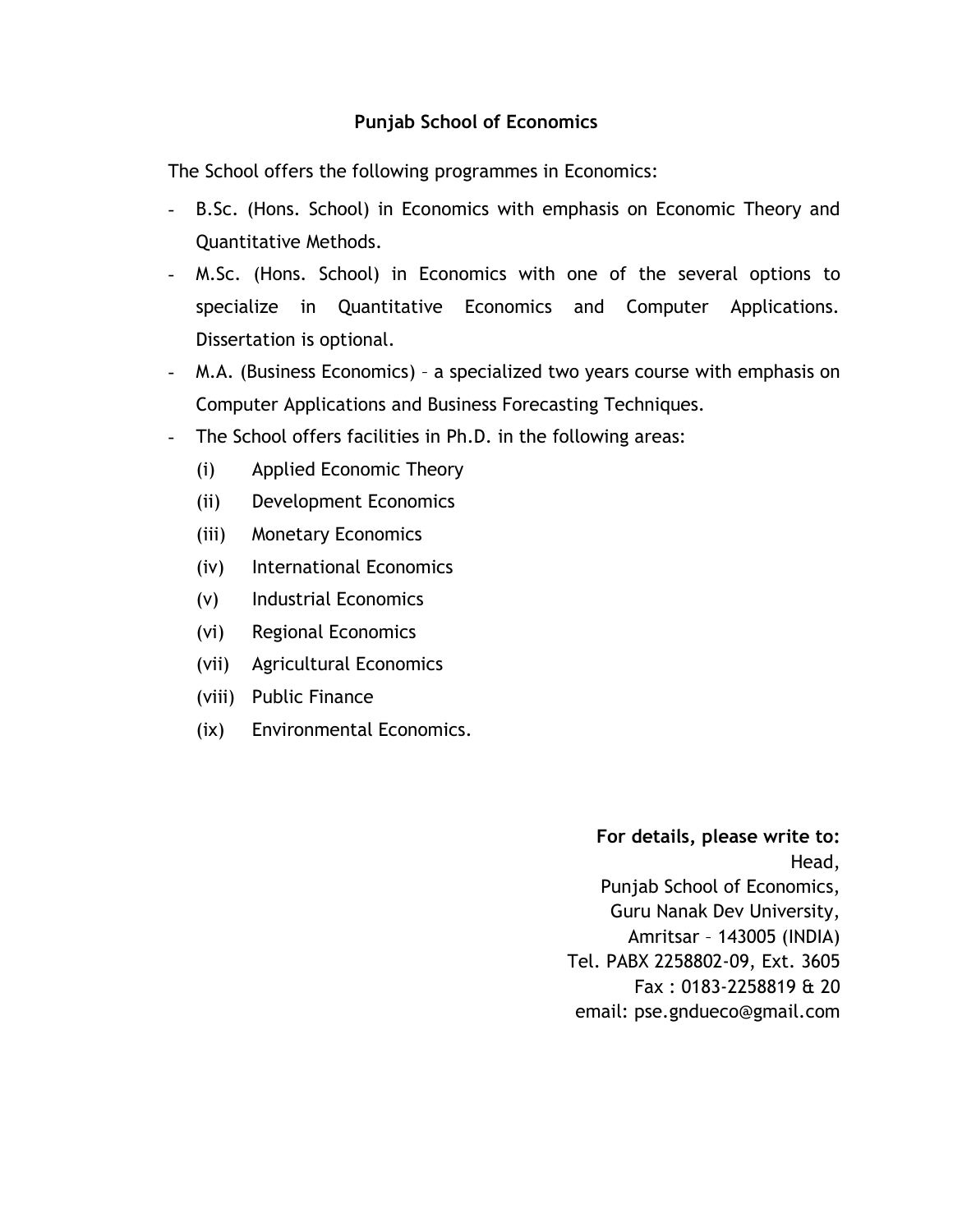## Punjab School of Economics

The School offers the following programmes in Economics:

- B.Sc. (Hons. School) in Economics with emphasis on Economic Theory and Quantitative Methods.
- M.Sc. (Hons. School) in Economics with one of the several options to specialize in Quantitative Economics and Computer Applications. Dissertation is optional.
- M.A. (Business Economics) – a specialized two years course with emphasis on Computer Applications and Business Forecasting Techniques.
- The School offers facilities in Ph.D. in the following areas:
  - (i) Applied Economic Theory
  - (ii) Development Economics
  - (iii) Monetary Economics
  - (iv) International Economics
  - (v) Industrial Economics
  - (vi) Regional Economics
  - (vii) Agricultural Economics
  - (viii) Public Finance
  - (ix) Environmental Economics.

**For details, please write to:**
Head,
Punjab School of Economics,
Guru Nanak Dev University,
Amritsar – 143005 (INDIA)
Tel. PABX 2258802-09, Ext. 3605
Fax : 0183-2258819 & 20
email: pse.gndueco@gmail.com